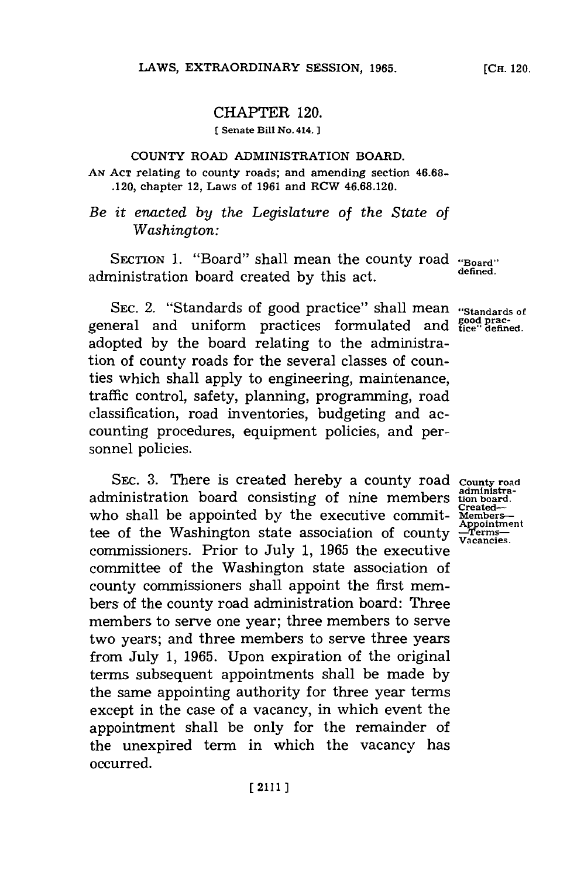# CHAPTER 120.

[ Senate Bill No. 414. ]

## COUNTY ROAD ADMINISTRATION BOARD.

AN ACT relating to county roads; and amending section 46.68-.120, chapter 12, Laws of 1961 and RCW 46.68.120.

*Be it enacted by the Legislature of the State of Washington:*

SECTION 1. "Board" shall mean the county road administration board created by this act.

"Board" defined.

SEC. 2. "Standards of good practice" shall mean general and uniform practices formulated and adopted by the board relating to the administration of county roads for the several classes of counties which shall apply to engineering, maintenance, traffic control, safety, planning, programming, road classification, road inventories, budgeting and accounting procedures, equipment policies, and personnel policies.

"Standards of good practice" defined.

SEC. 3. There is created hereby a county road administration board consisting of nine members who shall be appointed by the executive committee of the Washington state association of county commissioners. Prior to July 1, 1965 the executive committee of the Washington state association of county commissioners shall appoint the first members of the county road administration board: Three members to serve one year; three members to serve two years; and three members to serve three years from July 1, 1965. Upon expiration of the original terms subsequent appointments shall be made by the same appointing authority for three year terms except in the case of a vacancy, in which event the appointment shall be only for the remainder of the unexpired term in which the vacancy has occurred.

County road administration board. Created—Members—Appointment—Terms—Vacancies.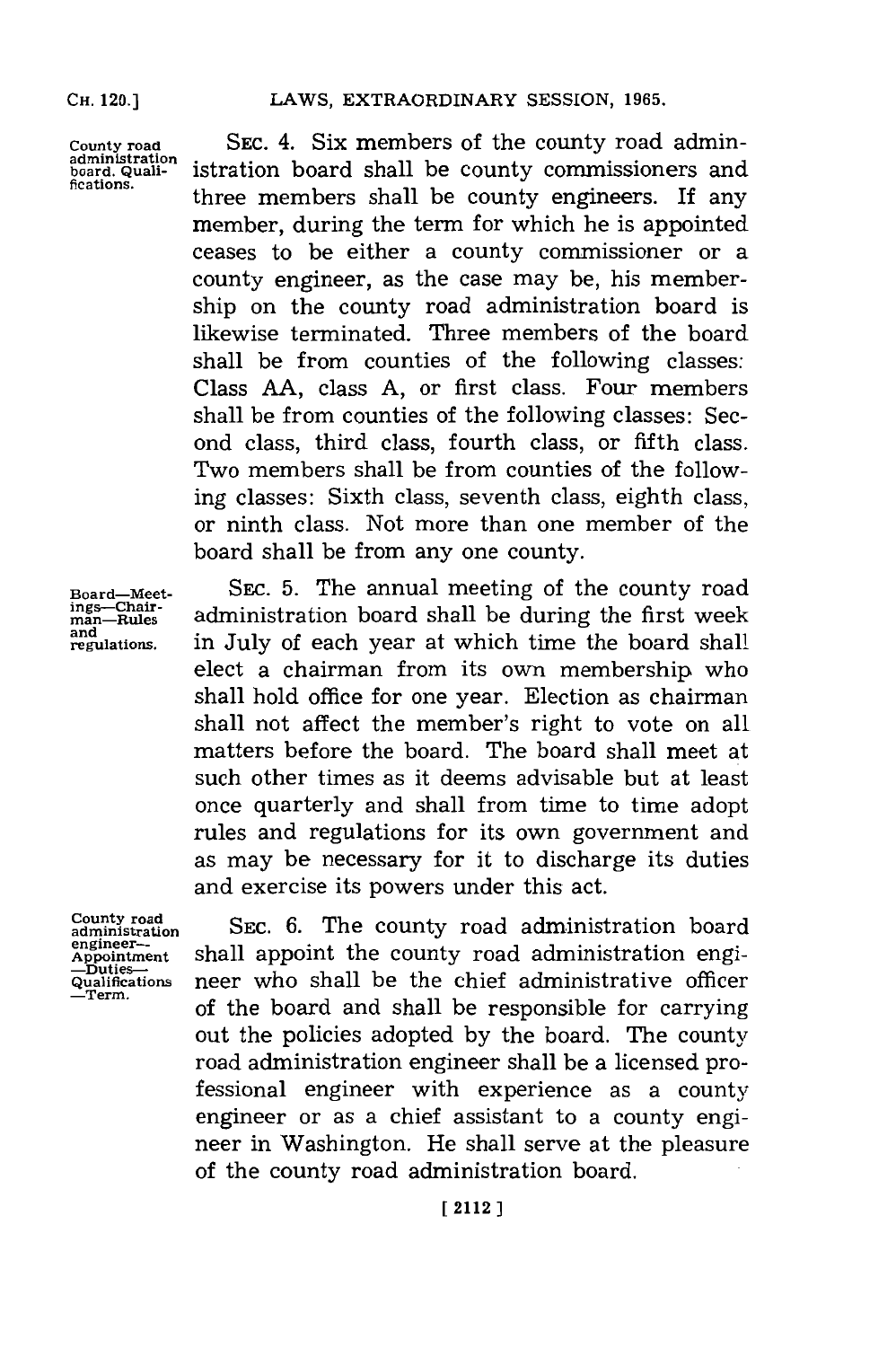**County road administration board. Qualifications.**

SEC. 4. Six members of the county road administration board shall be county commissioners and three members shall be county engineers. If any member, during the term for which he is appointed ceases to be either a county commissioner or a county engineer, as the case may be, his membership on the county road administration board is likewise terminated. Three members of the board shall be from counties of the following classes: Class AA, class A, or first class. Four members shall be from counties of the following classes: Second class, third class, fourth class, or fifth class. Two members shall be from counties of the following classes: Sixth class, seventh class, eighth class, or ninth class. Not more than one member of the board shall be from any one county.

**Board—Meetings—Chairman—Rules and regulations.**

SEC. 5. The annual meeting of the county road administration board shall be during the first week in July of each year at which time the board shall elect a chairman from its own membership who shall hold office for one year. Election as chairman shall not affect the member's right to vote on all matters before the board. The board shall meet at such other times as it deems advisable but at least once quarterly and shall from time to time adopt rules and regulations for its own government and as may be necessary for it to discharge its duties and exercise its powers under this act.

**County road administration engineer—Appointment—Duties—Qualifications—Term.**

SEC. 6. The county road administration board shall appoint the county road administration engineer who shall be the chief administrative officer of the board and shall be responsible for carrying out the policies adopted by the board. The county road administration engineer shall be a licensed professional engineer with experience as a county engineer or as a chief assistant to a county engineer in Washington. He shall serve at the pleasure of the county road administration board.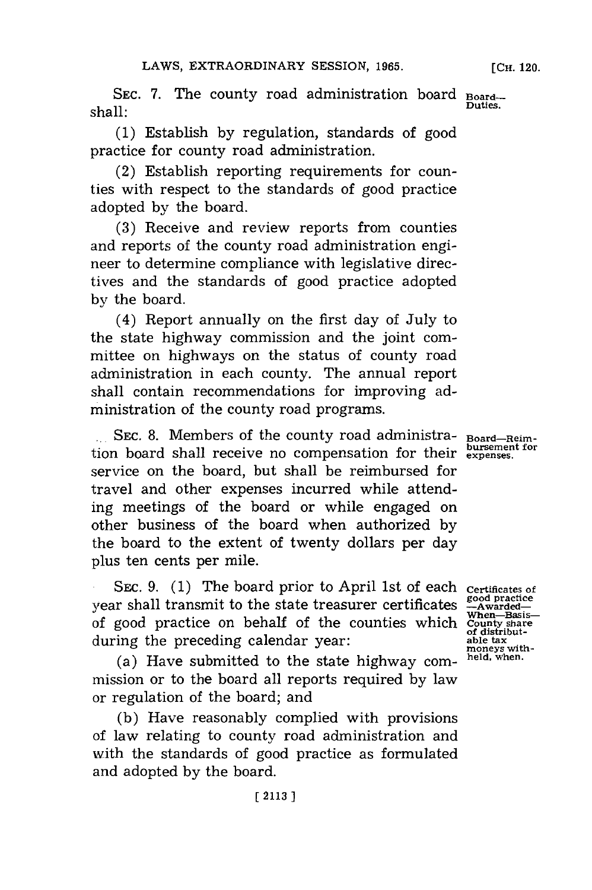SEC. 7. The county road administration board shall:

**Board—Duties.**

(1) Establish by regulation, standards of good practice for county road administration.

(2) Establish reporting requirements for counties with respect to the standards of good practice adopted by the board.

(3) Receive and review reports from counties and reports of the county road administration engineer to determine compliance with legislative directives and the standards of good practice adopted by the board.

(4) Report annually on the first day of July to the state highway commission and the joint committee on highways on the status of county road administration in each county. The annual report shall contain recommendations for improving administration of the county road programs.

SEC. 8. Members of the county road administration board shall receive no compensation for their service on the board, but shall be reimbursed for travel and other expenses incurred while attending meetings of the board or while engaged on other business of the board when authorized by the board to the extent of twenty dollars per day plus ten cents per mile.

**Board—Reimbursement for expenses.**

SEC. 9. (1) The board prior to April 1st of each year shall transmit to the state treasurer certificates of good practice on behalf of the counties which during the preceding calendar year:

**Certificates of good practice —Awarded— When—Basis— County share of distributable tax moneys withheld, when.**

(a) Have submitted to the state highway commission or to the board all reports required by law or regulation of the board; and

(b) Have reasonably complied with provisions of law relating to county road administration and with the standards of good practice as formulated and adopted by the board.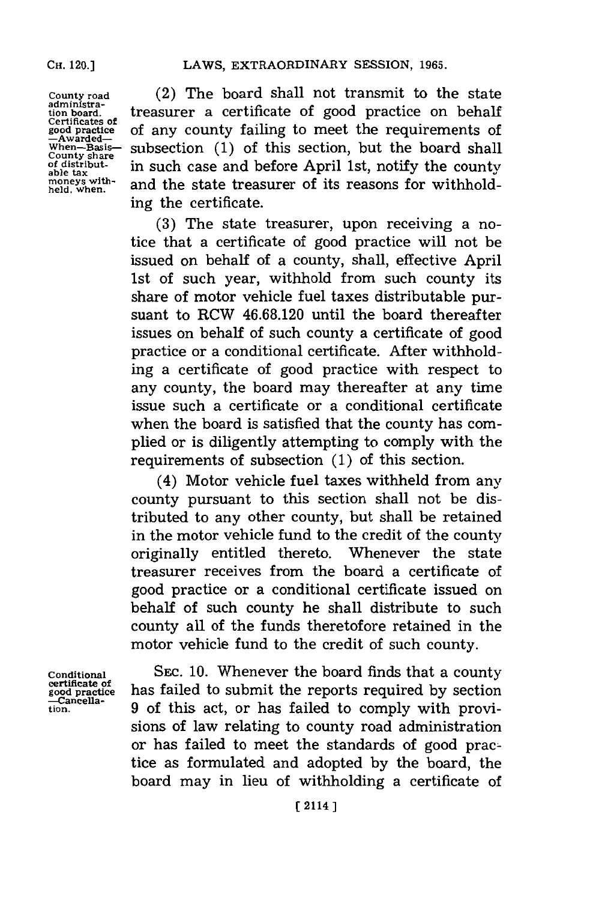County road administration board. Certificates of good practice —Awarded— When—Basis— County share of distributable tax moneys withheld, when.

(2) The board shall not transmit to the state treasurer a certificate of good practice on behalf of any county failing to meet the requirements of subsection (1) of this section, but the board shall in such case and before April 1st, notify the county and the state treasurer of its reasons for withholding the certificate.

(3) The state treasurer, upon receiving a notice that a certificate of good practice will not be issued on behalf of a county, shall, effective April 1st of such year, withhold from such county its share of motor vehicle fuel taxes distributable pursuant to RCW 46.68.120 until the board thereafter issues on behalf of such county a certificate of good practice or a conditional certificate. After withholding a certificate of good practice with respect to any county, the board may thereafter at any time issue such a certificate or a conditional certificate when the board is satisfied that the county has complied or is diligently attempting to comply with the requirements of subsection (1) of this section.

(4) Motor vehicle fuel taxes withheld from any county pursuant to this section shall not be distributed to any other county, but shall be retained in the motor vehicle fund to the credit of the county originally entitled thereto. Whenever the state treasurer receives from the board a certificate of good practice or a conditional certificate issued on behalf of such county he shall distribute to such county all of the funds theretofore retained in the motor vehicle fund to the credit of such county.

Conditional certificate of good practice —Cancellation.

SEC. 10. Whenever the board finds that a county has failed to submit the reports required by section 9 of this act, or has failed to comply with provisions of law relating to county road administration or has failed to meet the standards of good practice as formulated and adopted by the board, the board may in lieu of withholding a certificate of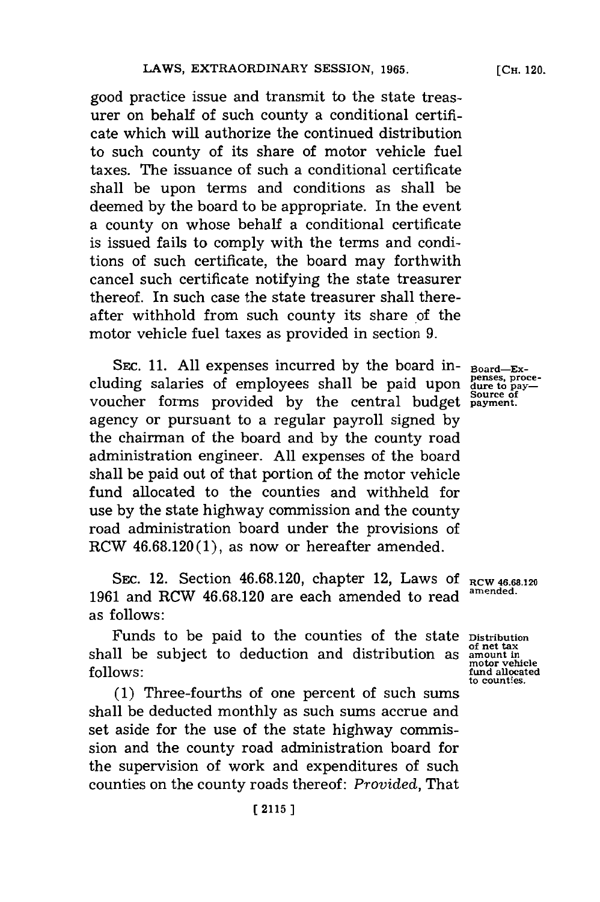good practice issue and transmit to the state treasurer on behalf of such county a conditional certificate which will authorize the continued distribution to such county of its share of motor vehicle fuel taxes. The issuance of such a conditional certificate shall be upon terms and conditions as shall be deemed by the board to be appropriate. In the event a county on whose behalf a conditional certificate is issued fails to comply with the terms and conditions of such certificate, the board may forthwith cancel such certificate notifying the state treasurer thereof. In such case the state treasurer shall thereafter withhold from such county its share of the motor vehicle fuel taxes as provided in section 9.

Board—Expenses, procedure to pay—Source of payment.

SEC. 11. All expenses incurred by the board including salaries of employees shall be paid upon voucher forms provided by the central budget agency or pursuant to a regular payroll signed by the chairman of the board and by the county road administration engineer. All expenses of the board shall be paid out of that portion of the motor vehicle fund allocated to the counties and withheld for use by the state highway commission and the county road administration board under the provisions of RCW 46.68.120(1), as now or hereafter amended.

RCW 46.68.120 amended.

SEC. 12. Section 46.68.120, chapter 12, Laws of 1961 and RCW 46.68.120 are each amended to read as follows:

Distribution of net tax amount in motor vehicle fund allocated to counties.

Funds to be paid to the counties of the state shall be subject to deduction and distribution as follows:

(1) Three-fourths of one percent of such sums shall be deducted monthly as such sums accrue and set aside for the use of the state highway commission and the county road administration board for the supervision of work and expenditures of such counties on the county roads thereof: *Provided*, That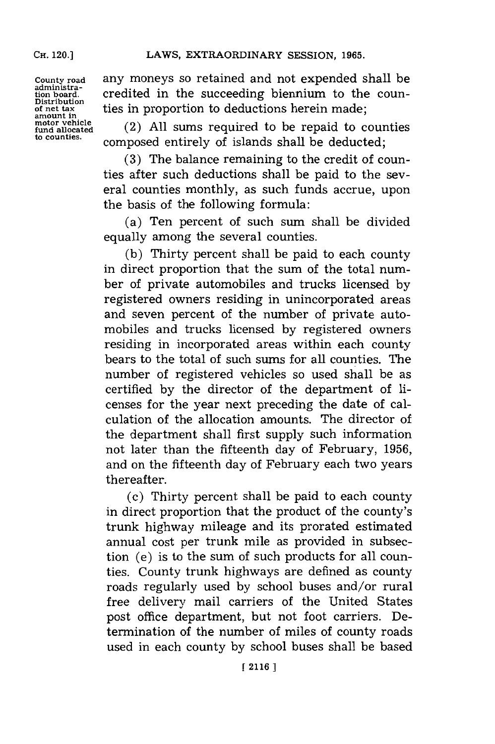County road administration board. Distribution of net tax amount in motor vehicle fund allocated to counties.

any moneys so retained and not expended shall be credited in the succeeding biennium to the counties in proportion to deductions herein made;

(2) All sums required to be repaid to counties composed entirely of islands shall be deducted;

(3) The balance remaining to the credit of counties after such deductions shall be paid to the several counties monthly, as such funds accrue, upon the basis of the following formula:

(a) Ten percent of such sum shall be divided equally among the several counties.

(b) Thirty percent shall be paid to each county in direct proportion that the sum of the total number of private automobiles and trucks licensed by registered owners residing in unincorporated areas and seven percent of the number of private automobiles and trucks licensed by registered owners residing in incorporated areas within each county bears to the total of such sums for all counties. The number of registered vehicles so used shall be as certified by the director of the department of licenses for the year next preceding the date of calculation of the allocation amounts. The director of the department shall first supply such information not later than the fifteenth day of February, 1956, and on the fifteenth day of February each two years thereafter.

(c) Thirty percent shall be paid to each county in direct proportion that the product of the county's trunk highway mileage and its prorated estimated annual cost per trunk mile as provided in subsection (e) is to the sum of such products for all counties. County trunk highways are defined as county roads regularly used by school buses and/or rural free delivery mail carriers of the United States post office department, but not foot carriers. Determination of the number of miles of county roads used in each county by school buses shall be based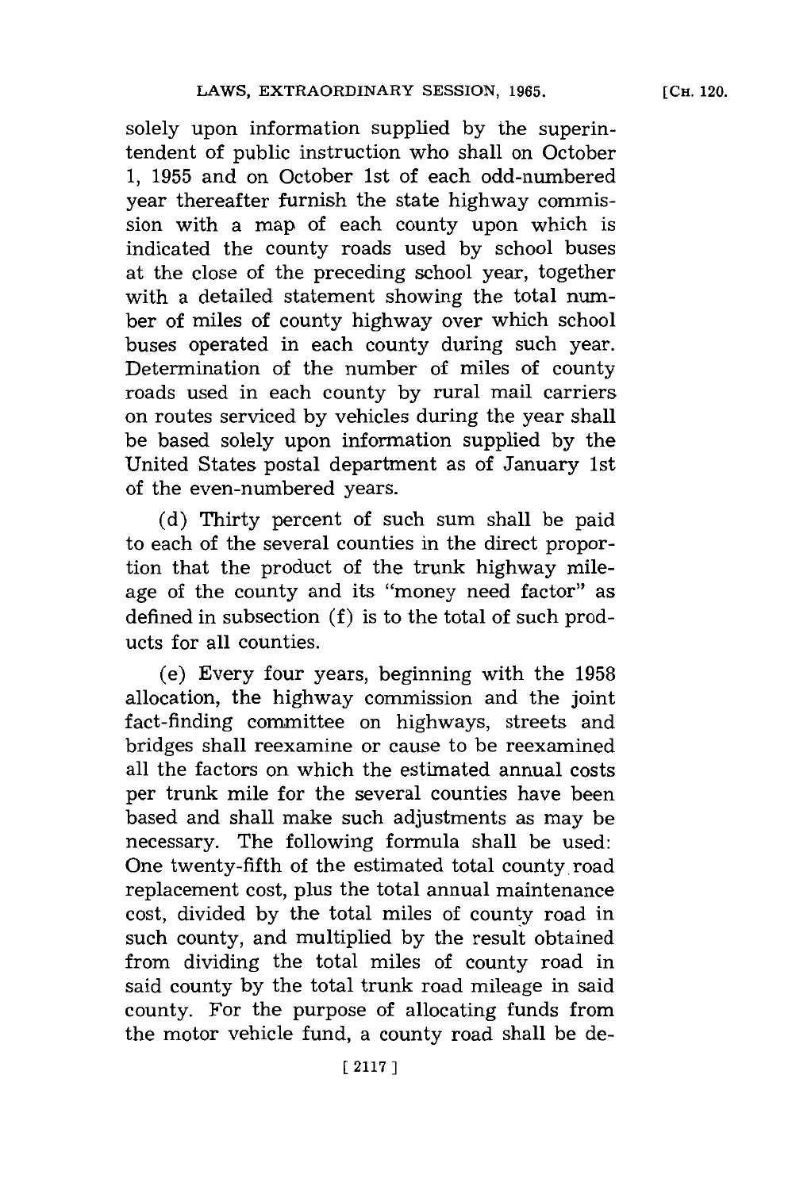solely upon information supplied by the superintendent of public instruction who shall on October 1, 1955 and on October 1st of each odd-numbered year thereafter furnish the state highway commission with a map of each county upon which is indicated the county roads used by school buses at the close of the preceding school year, together with a detailed statement showing the total number of miles of county highway over which school buses operated in each county during such year. Determination of the number of miles of county roads used in each county by rural mail carriers on routes serviced by vehicles during the year shall be based solely upon information supplied by the United States postal department as of January 1st of the even-numbered years.

(d) Thirty percent of such sum shall be paid to each of the several counties in the direct proportion that the product of the trunk highway mileage of the county and its "money need factor" as defined in subsection (f) is to the total of such products for all counties.

(e) Every four years, beginning with the 1958 allocation, the highway commission and the joint fact-finding committee on highways, streets and bridges shall reexamine or cause to be reexamined all the factors on which the estimated annual costs per trunk mile for the several counties have been based and shall make such adjustments as may be necessary. The following formula shall be used: One twenty-fifth of the estimated total county road replacement cost, plus the total annual maintenance cost, divided by the total miles of county road in such county, and multiplied by the result obtained from dividing the total miles of county road in said county by the total trunk road mileage in said county. For the purpose of allocating funds from the motor vehicle fund, a county road shall be de-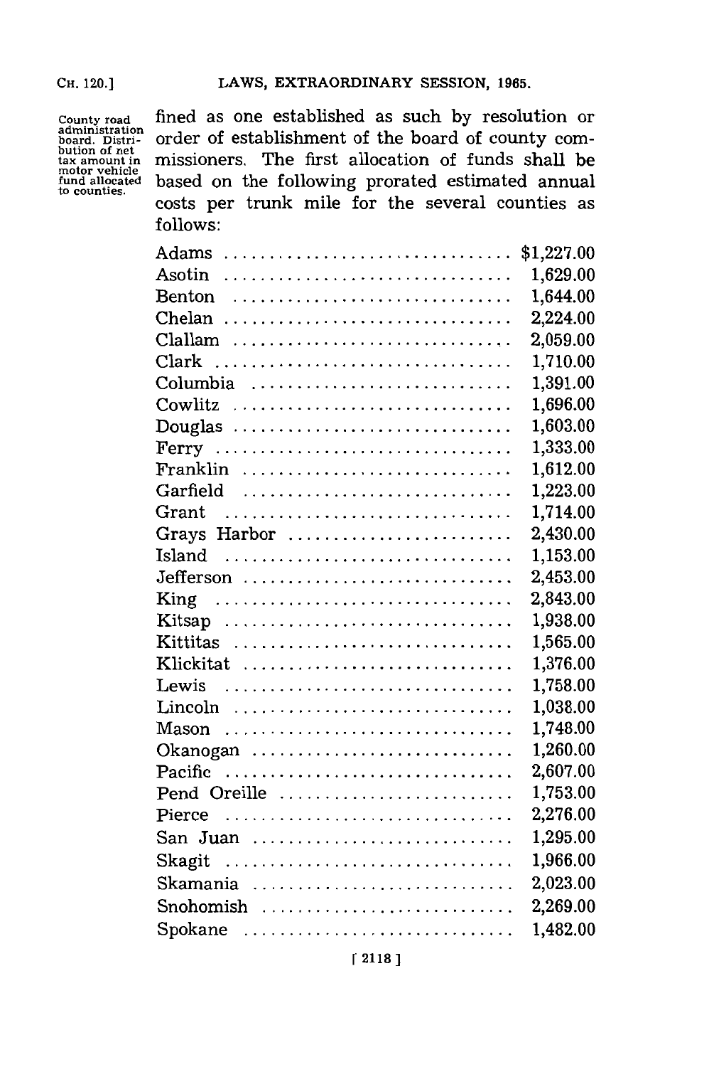County road administration board. Distribution of net tax amount in motor vehicle fund allocated to counties.

fined as one established as such by resolution or order of establishment of the board of county commissioners. The first allocation of funds shall be based on the following prorated estimated annual costs per trunk mile for the several counties as follows:

| County | Cost |
|---|---|
| Adams | $1,227.00 |
| Asotin | 1,629.00 |
| Benton | 1,644.00 |
| Chelan | 2,224.00 |
| Clallam | 2,059.00 |
| Clark | 1,710.00 |
| Columbia | 1,391.00 |
| Cowlitz | 1,696.00 |
| Douglas | 1,603.00 |
| Ferry | 1,333.00 |
| Franklin | 1,612.00 |
| Garfield | 1,223.00 |
| Grant | 1,714.00 |
| Grays Harbor | 2,430.00 |
| Island | 1,153.00 |
| Jefferson | 2,453.00 |
| King | 2,843.00 |
| Kitsap | 1,938.00 |
| Kittitas | 1,565.00 |
| Klickitat | 1,376.00 |
| Lewis | 1,758.00 |
| Lincoln | 1,038.00 |
| Mason | 1,748.00 |
| Okanogan | 1,260.00 |
| Pacific | 2,607.00 |
| Pend Oreille | 1,753.00 |
| Pierce | 2,276.00 |
| San Juan | 1,295.00 |
| Skagit | 1,966.00 |
| Skamania | 2,023.00 |
| Snohomish | 2,269.00 |
| Spokane | 1,482.00 |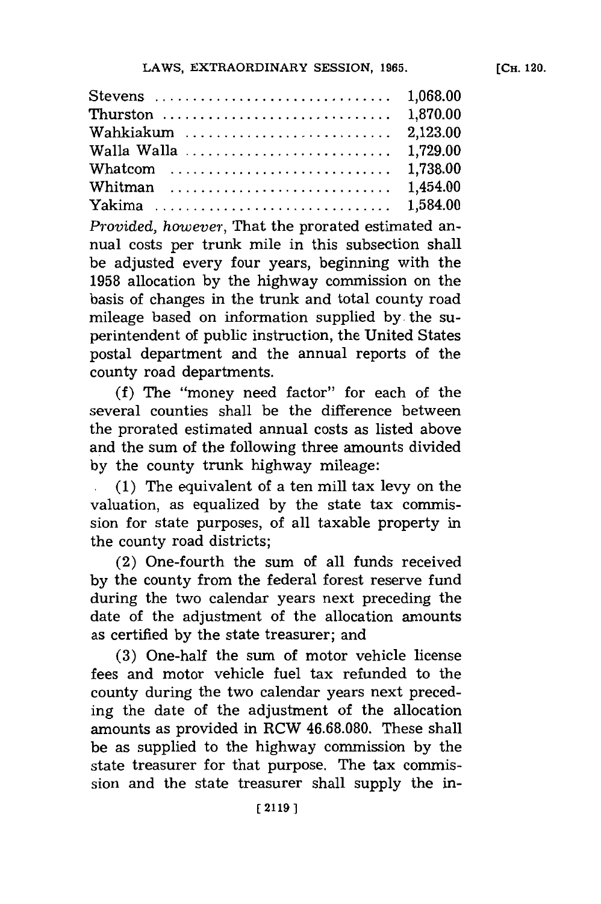| | |
|---|---|
| Stevens | 1,068.00 |
| Thurston | 1,870.00 |
| Wahkiakum | 2,123.00 |
| Walla Walla | 1,729.00 |
| Whatcom | 1,738.00 |
| Whitman | 1,454.00 |
| Yakima | 1,584.00 |

*Provided, however*, That the prorated estimated annual costs per trunk mile in this subsection shall be adjusted every four years, beginning with the 1958 allocation by the highway commission on the basis of changes in the trunk and total county road mileage based on information supplied by the superintendent of public instruction, the United States postal department and the annual reports of the county road departments.

(f) The "money need factor" for each of the several counties shall be the difference between the prorated estimated annual costs as listed above and the sum of the following three amounts divided by the county trunk highway mileage:

(1) The equivalent of a ten mill tax levy on the valuation, as equalized by the state tax commission for state purposes, of all taxable property in the county road districts;

(2) One-fourth the sum of all funds received by the county from the federal forest reserve fund during the two calendar years next preceding the date of the adjustment of the allocation amounts as certified by the state treasurer; and

(3) One-half the sum of motor vehicle license fees and motor vehicle fuel tax refunded to the county during the two calendar years next preceding the date of the adjustment of the allocation amounts as provided in RCW 46.68.080. These shall be as supplied to the highway commission by the state treasurer for that purpose. The tax commission and the state treasurer shall supply the in-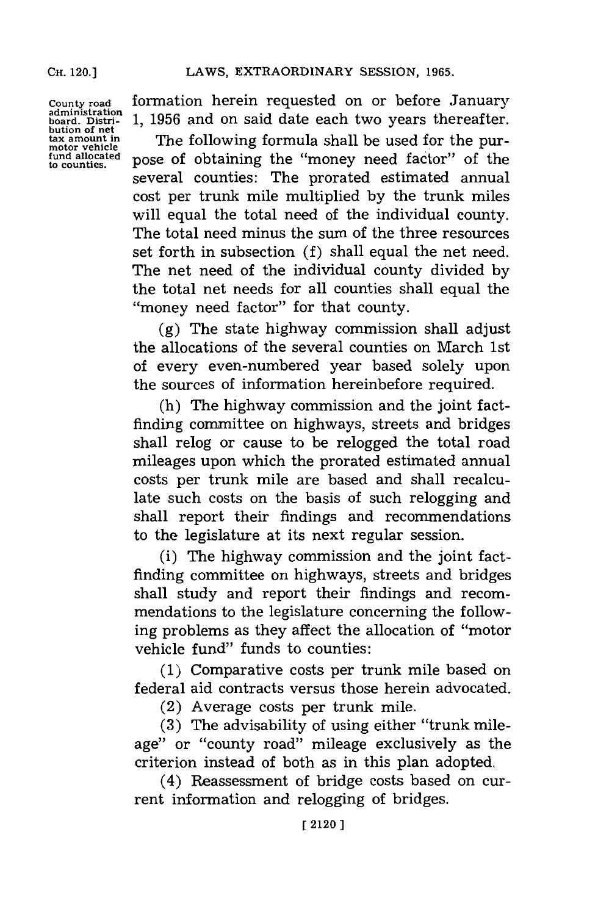County road administration board. Distribution of net tax amount in motor vehicle fund allocated to counties.

formation herein requested on or before January 1, 1956 and on said date each two years thereafter.

The following formula shall be used for the purpose of obtaining the "money need factor" of the several counties: The prorated estimated annual cost per trunk mile multiplied by the trunk miles will equal the total need of the individual county. The total need minus the sum of the three resources set forth in subsection (f) shall equal the net need. The net need of the individual county divided by the total net needs for all counties shall equal the "money need factor" for that county.

(g) The state highway commission shall adjust the allocations of the several counties on March 1st of every even-numbered year based solely upon the sources of information hereinbefore required.

(h) The highway commission and the joint fact-finding committee on highways, streets and bridges shall relog or cause to be relogged the total road mileages upon which the prorated estimated annual costs per trunk mile are based and shall recalculate such costs on the basis of such relogging and shall report their findings and recommendations to the legislature at its next regular session.

(i) The highway commission and the joint fact-finding committee on highways, streets and bridges shall study and report their findings and recommendations to the legislature concerning the following problems as they affect the allocation of "motor vehicle fund" funds to counties:

(1) Comparative costs per trunk mile based on federal aid contracts versus those herein advocated.

(2) Average costs per trunk mile.

(3) The advisability of using either "trunk mileage" or "county road" mileage exclusively as the criterion instead of both as in this plan adopted.

(4) Reassessment of bridge costs based on current information and relogging of bridges.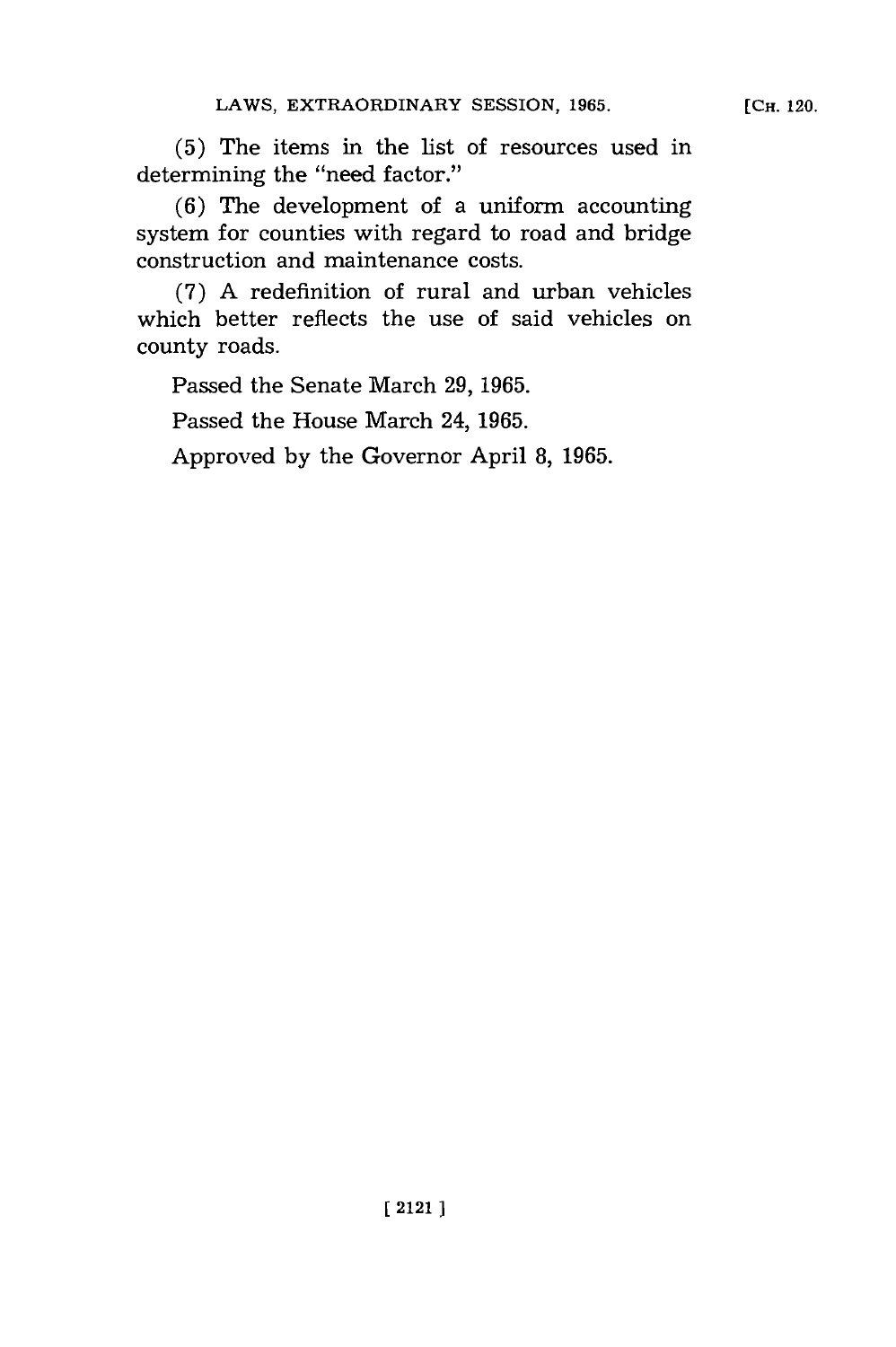(5) The items in the list of resources used in determining the "need factor."

(6) The development of a uniform accounting system for counties with regard to road and bridge construction and maintenance costs.

(7) A redefinition of rural and urban vehicles which better reflects the use of said vehicles on county roads.

Passed the Senate March 29, 1965.

Passed the House March 24, 1965.

Approved by the Governor April 8, 1965.